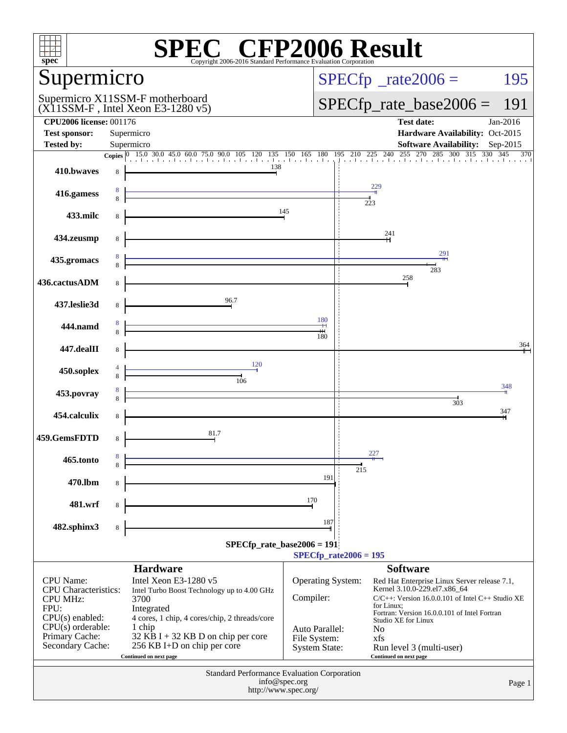# SPEC® CFP2006 Result

Copyright 2006-2016 Standard Performance Evaluation Corporation

## Supermicro

Supermicro X11SSM-F motherboard
(X11SSM-F , Intel Xeon E3-1280 v5)

SPECfp_rate2006 = 195

SPECfp_rate_base2006 = 191

**CPU2006 license:** 001176
**Test sponsor:** Supermicro
**Tested by:** Supermicro

**Test date:** Jan-2016
**Hardware Availability:** Oct-2015
**Software Availability:** Sep-2015

| Benchmark | Copies (peak) | Copies (base) | Peak | Base |
|---|---|---|---|---|
| 410.bwaves | | 8 | | 138 |
| 416.gamess | 8 | 8 | 229 | 223 |
| 433.milc | | 8 | | 145 |
| 434.zeusmp | | 8 | | 241 |
| 435.gromacs | 8 | 8 | 291 | 283 |
| 436.cactusADM | | 8 | | 258 |
| 437.leslie3d | | 8 | | 96.7 |
| 444.namd | 8 | 8 | 180 | 180 |
| 447.dealII | | 8 | | 364 |
| 450.soplex | 4 | 8 | 120 | 106 |
| 453.povray | 8 | 8 | 348 | 303 |
| 454.calculix | | 8 | | 347 |
| 459.GemsFDTD | | 8 | | 81.7 |
| 465.tonto | 8 | 8 | 227 | 215 |
| 470.lbm | | 8 | | 191 |
| 481.wrf | | 8 | | 170 |
| 482.sphinx3 | | 8 | | 187 |

SPECfp_rate_base2006 = 191

SPECfp_rate2006 = 195

### Hardware

| | |
|---|---|
| CPU Name: | Intel Xeon E3-1280 v5 |
| CPU Characteristics: | Intel Turbo Boost Technology up to 4.00 GHz |
| CPU MHz: | 3700 |
| FPU: | Integrated |
| CPU(s) enabled: | 4 cores, 1 chip, 4 cores/chip, 2 threads/core |
| CPU(s) orderable: | 1 chip |
| Primary Cache: | 32 KB I + 32 KB D on chip per core |
| Secondary Cache: | 256 KB I+D on chip per core |

Continued on next page

### Software

| | |
|---|---|
| Operating System: | Red Hat Enterprise Linux Server release 7.1, Kernel 3.10.0-229.el7.x86_64 |
| Compiler: | C/C++: Version 16.0.0.101 of Intel C++ Studio XE for Linux; Fortran: Version 16.0.0.101 of Intel Fortran Studio XE for Linux |
| Auto Parallel: | No |
| File System: | xfs |
| System State: | Run level 3 (multi-user) |

Continued on next page

Standard Performance Evaluation Corporation
info@spec.org
http://www.spec.org/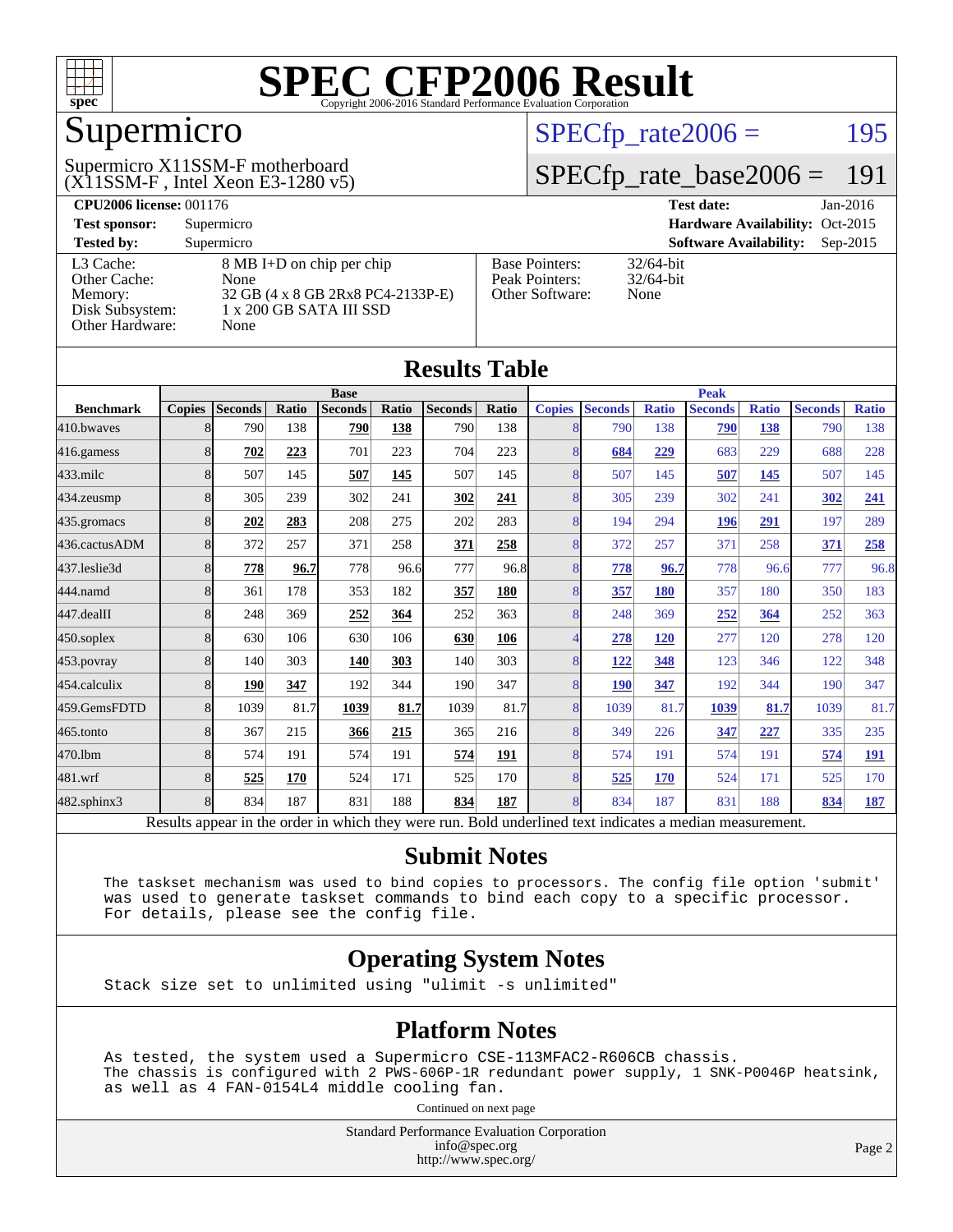# SPEC CFP2006 Result

Copyright 2006-2016 Standard Performance Evaluation Corporation

## Supermicro

Supermicro X11SSM-F motherboard
(X11SSM-F , Intel Xeon E3-1280 v5)

SPECfp_rate2006 = 195

SPECfp_rate_base2006 = 191

| | | | |
|---|---|---|---|
| **CPU2006 license:** 001176 | | **Test date:** | Jan-2016 |
| **Test sponsor:** | Supermicro | **Hardware Availability:** | Oct-2015 |
| **Tested by:** | Supermicro | **Software Availability:** | Sep-2015 |

| | | | |
|---|---|---|---|
| L3 Cache: | 8 MB I+D on chip per chip | Base Pointers: | 32/64-bit |
| Other Cache: | None | Peak Pointers: | 32/64-bit |
| Memory: | 32 GB (4 x 8 GB 2Rx8 PC4-2133P-E) | Other Software: | None |
| Disk Subsystem: | 1 x 200 GB SATA III SSD | | |
| Other Hardware: | None | | |

## Results Table

| | Base | | | | | | | Peak | | | | | | |
|---|---|---|---|---|---|---|---|---|---|---|---|---|---|---|
| **Benchmark** | **Copies** | **Seconds** | **Ratio** | **Seconds** | **Ratio** | **Seconds** | **Ratio** | **Copies** | **Seconds** | **Ratio** | **Seconds** | **Ratio** | **Seconds** | **Ratio** |
| 410.bwaves | 8 | 790 | 138 | **790** | **138** | 790 | 138 | 8 | 790 | 138 | **790** | **138** | 790 | 138 |
| 416.gamess | 8 | **702** | **223** | 701 | 223 | 704 | 223 | 8 | **684** | **229** | 683 | 229 | 688 | 228 |
| 433.milc | 8 | 507 | 145 | **507** | **145** | 507 | 145 | 8 | 507 | 145 | **507** | **145** | 507 | 145 |
| 434.zeusmp | 8 | 305 | 239 | 302 | 241 | **302** | **241** | 8 | 305 | 239 | 302 | 241 | **302** | **241** |
| 435.gromacs | 8 | **202** | **283** | 208 | 275 | 202 | 283 | 8 | 194 | 294 | **196** | **291** | 197 | 289 |
| 436.cactusADM | 8 | 372 | 257 | 371 | 258 | **371** | **258** | 8 | 372 | 257 | 371 | 258 | **371** | **258** |
| 437.leslie3d | 8 | **778** | **96.7** | 778 | 96.6 | 777 | 96.8 | 8 | **778** | **96.7** | 778 | 96.6 | 777 | 96.8 |
| 444.namd | 8 | 361 | 178 | 353 | 182 | **357** | **180** | 8 | **357** | **180** | 357 | 180 | 350 | 183 |
| 447.dealII | 8 | 248 | 369 | **252** | **364** | 252 | 363 | 8 | 248 | 369 | **252** | **364** | 252 | 363 |
| 450.soplex | 8 | 630 | 106 | 630 | 106 | **630** | **106** | 4 | **278** | **120** | 277 | 120 | 278 | 120 |
| 453.povray | 8 | 140 | 303 | **140** | **303** | 140 | 303 | 8 | **122** | **348** | 123 | 346 | 122 | 348 |
| 454.calculix | 8 | **190** | **347** | 192 | 344 | 190 | 347 | 8 | **190** | **347** | 192 | 344 | 190 | 347 |
| 459.GemsFDTD | 8 | 1039 | 81.7 | **1039** | **81.7** | 1039 | 81.7 | 8 | 1039 | 81.7 | **1039** | **81.7** | 1039 | 81.7 |
| 465.tonto | 8 | 367 | 215 | **366** | **215** | 365 | 216 | 8 | 349 | 226 | **347** | **227** | 335 | 235 |
| 470.lbm | 8 | 574 | 191 | 574 | 191 | **574** | **191** | 8 | 574 | 191 | 574 | 191 | **574** | **191** |
| 481.wrf | 8 | **525** | **170** | 524 | 171 | 525 | 170 | 8 | **525** | **170** | 524 | 171 | 525 | 170 |
| 482.sphinx3 | 8 | 834 | 187 | 831 | 188 | **834** | **187** | 8 | 834 | 187 | 831 | 188 | **834** | **187** |

Results appear in the order in which they were run. Bold underlined text indicates a median measurement.

## Submit Notes

```
The taskset mechanism was used to bind copies to processors. The config file option 'submit'
was used to generate taskset commands to bind each copy to a specific processor.
For details, please see the config file.
```

## Operating System Notes

```
Stack size set to unlimited using "ulimit -s unlimited"
```

## Platform Notes

```
As tested, the system used a Supermicro CSE-113MFAC2-R606CB chassis.
The chassis is configured with 2 PWS-606P-1R redundant power supply, 1 SNK-P0046P heatsink,
as well as 4 FAN-0154L4 middle cooling fan.
```

Continued on next page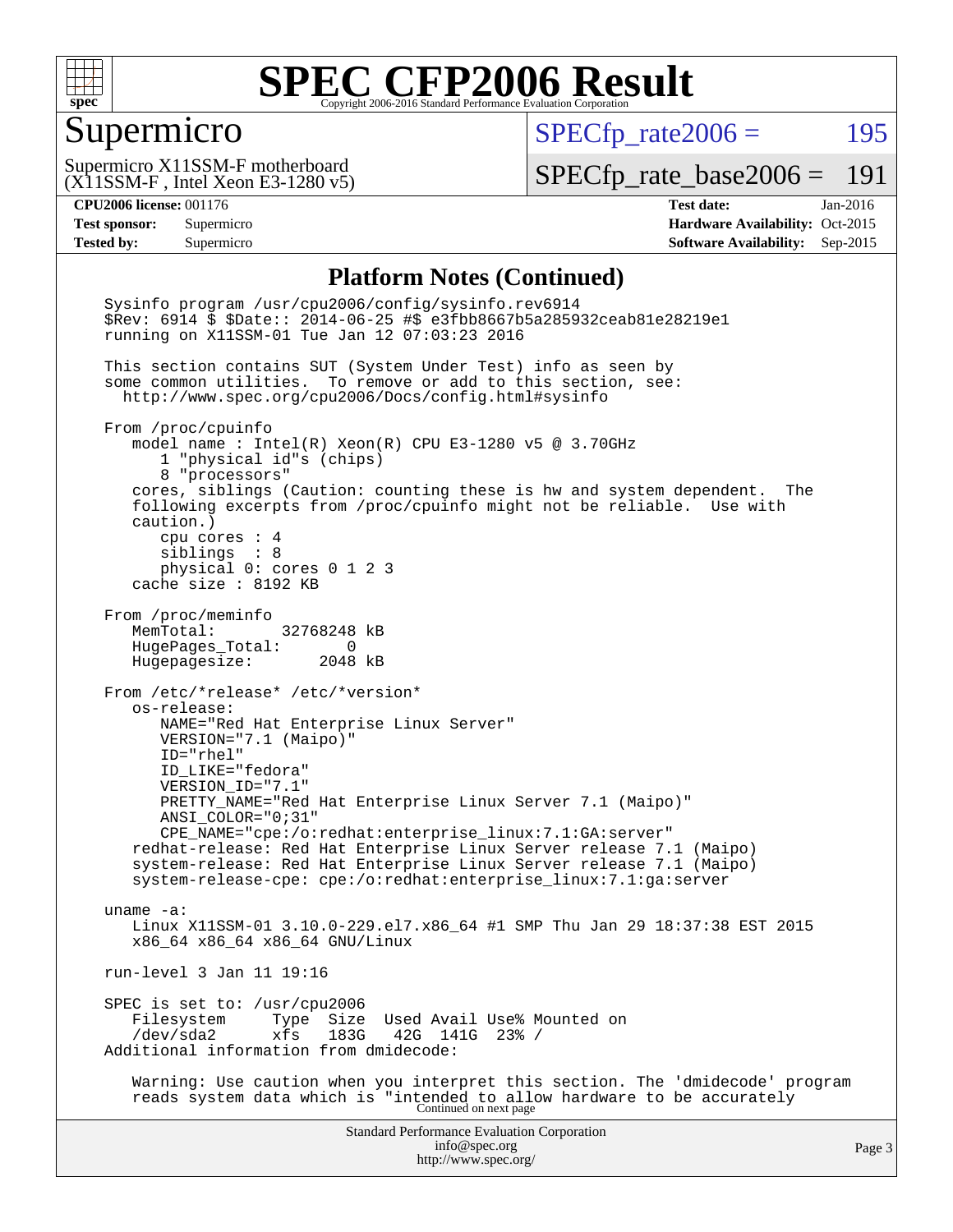# SPEC CFP2006 Result

Copyright 2006-2016 Standard Performance Evaluation Corporation

## Supermicro

Supermicro X11SSM-F motherboard
(X11SSM-F , Intel Xeon E3-1280 v5)

SPECfp_rate2006 = 195

SPECfp_rate_base2006 = 191

**CPU2006 license:** 001176
**Test sponsor:** Supermicro
**Tested by:** Supermicro

**Test date:** Jan-2016
**Hardware Availability:** Oct-2015
**Software Availability:** Sep-2015

## Platform Notes (Continued)

```
Sysinfo program /usr/cpu2006/config/sysinfo.rev6914
$Rev: 6914 $ $Date:: 2014-06-25 #$ e3fbb8667b5a285932ceab81e28219e1
running on X11SSM-01 Tue Jan 12 07:03:23 2016

This section contains SUT (System Under Test) info as seen by
some common utilities.  To remove or add to this section, see:
  http://www.spec.org/cpu2006/Docs/config.html#sysinfo

From /proc/cpuinfo
   model name : Intel(R) Xeon(R) CPU E3-1280 v5 @ 3.70GHz
      1 "physical id"s (chips)
      8 "processors"
   cores, siblings (Caution: counting these is hw and system dependent.  The
   following excerpts from /proc/cpuinfo might not be reliable.  Use with
   caution.)
      cpu cores : 4
      siblings  : 8
      physical 0: cores 0 1 2 3
   cache size : 8192 KB

From /proc/meminfo
   MemTotal:       32768248 kB
   HugePages_Total:       0
   Hugepagesize:       2048 kB

From /etc/*release* /etc/*version*
   os-release:
      NAME="Red Hat Enterprise Linux Server"
      VERSION="7.1 (Maipo)"
      ID="rhel"
      ID_LIKE="fedora"
      VERSION_ID="7.1"
      PRETTY_NAME="Red Hat Enterprise Linux Server 7.1 (Maipo)"
      ANSI_COLOR="0;31"
      CPE_NAME="cpe:/o:redhat:enterprise_linux:7.1:GA:server"
   redhat-release: Red Hat Enterprise Linux Server release 7.1 (Maipo)
   system-release: Red Hat Enterprise Linux Server release 7.1 (Maipo)
   system-release-cpe: cpe:/o:redhat:enterprise_linux:7.1:ga:server

uname -a:
   Linux X11SSM-01 3.10.0-229.el7.x86_64 #1 SMP Thu Jan 29 18:37:38 EST 2015
   x86_64 x86_64 x86_64 GNU/Linux

run-level 3 Jan 11 19:16

SPEC is set to: /usr/cpu2006
   Filesystem     Type  Size  Used Avail Use% Mounted on
   /dev/sda2      xfs   183G   42G  141G  23% /
Additional information from dmidecode:

   Warning: Use caution when you interpret this section. The 'dmidecode' program
   reads system data which is "intended to allow hardware to be accurately
```

Continued on next page

Standard Performance Evaluation Corporation
info@spec.org
http://www.spec.org/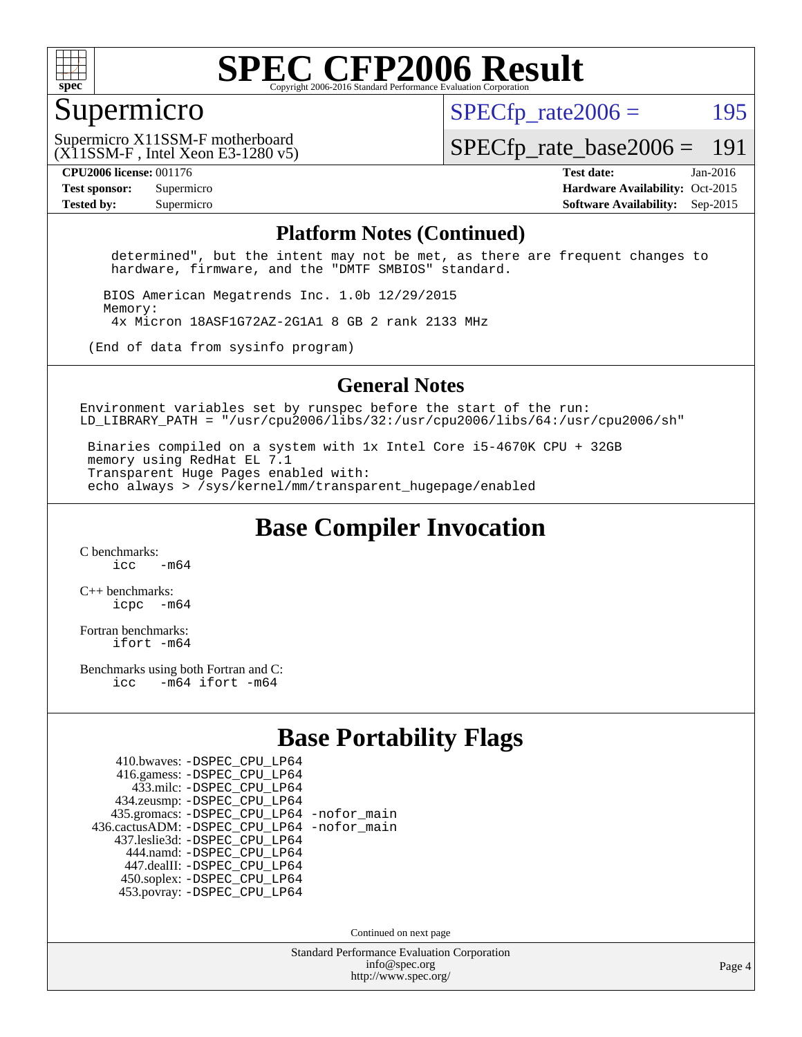# SPEC CFP2006 Result

Copyright 2006-2016 Standard Performance Evaluation Corporation

## Supermicro

Supermicro X11SSM-F motherboard
(X11SSM-F , Intel Xeon E3-1280 v5)

SPECfp_rate2006 = 195

SPECfp_rate_base2006 = 191

| | | | |
|---|---|---|---|
| **CPU2006 license:** 001176 | | **Test date:** | Jan-2016 |
| **Test sponsor:** | Supermicro | **Hardware Availability:** | Oct-2015 |
| **Tested by:** | Supermicro | **Software Availability:** | Sep-2015 |

### Platform Notes (Continued)

```
    determined", but the intent may not be met, as there are frequent changes to
    hardware, firmware, and the "DMTF SMBIOS" standard.

   BIOS American Megatrends Inc. 1.0b 12/29/2015
   Memory:
    4x Micron 18ASF1G72AZ-2G1A1 8 GB 2 rank 2133 MHz

 (End of data from sysinfo program)
```

### General Notes

```
Environment variables set by runspec before the start of the run:
LD_LIBRARY_PATH = "/usr/cpu2006/libs/32:/usr/cpu2006/libs/64:/usr/cpu2006/sh"

 Binaries compiled on a system with 1x Intel Core i5-4670K CPU + 32GB
 memory using RedHat EL 7.1
 Transparent Huge Pages enabled with:
 echo always > /sys/kernel/mm/transparent_hugepage/enabled
```

## Base Compiler Invocation

C benchmarks:
`icc -m64`

C++ benchmarks:
`icpc -m64`

Fortran benchmarks:
`ifort -m64`

Benchmarks using both Fortran and C:
`icc -m64 ifort -m64`

## Base Portability Flags

410.bwaves: -DSPEC_CPU_LP64
416.gamess: -DSPEC_CPU_LP64
433.milc: -DSPEC_CPU_LP64
434.zeusmp: -DSPEC_CPU_LP64
435.gromacs: -DSPEC_CPU_LP64 -nofor_main
436.cactusADM: -DSPEC_CPU_LP64 -nofor_main
437.leslie3d: -DSPEC_CPU_LP64
444.namd: -DSPEC_CPU_LP64
447.dealII: -DSPEC_CPU_LP64
450.soplex: -DSPEC_CPU_LP64
453.povray: -DSPEC_CPU_LP64

Continued on next page

Standard Performance Evaluation Corporation
info@spec.org
http://www.spec.org/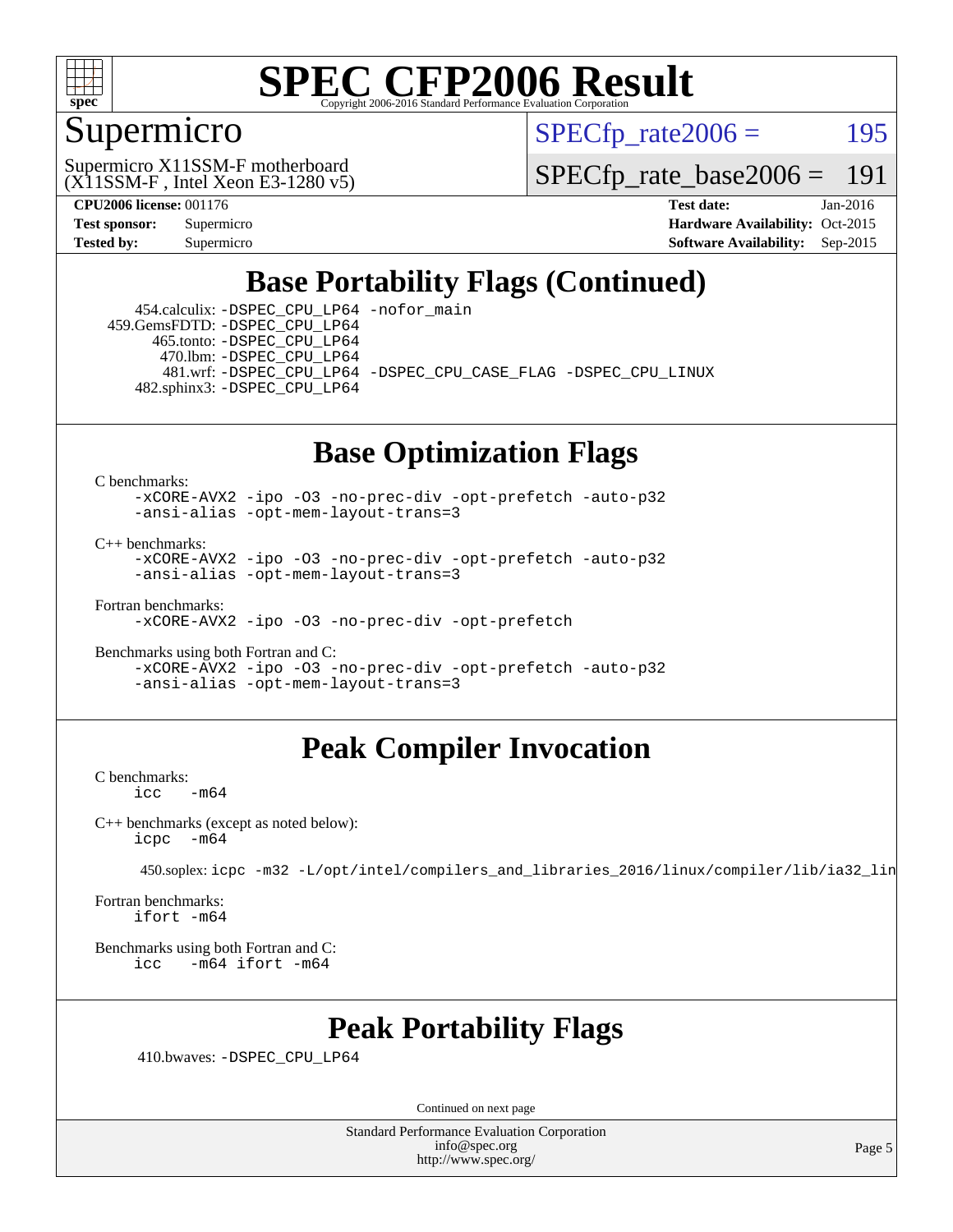# SPEC CFP2006 Result

Copyright 2006-2016 Standard Performance Evaluation Corporation

## Supermicro

Supermicro X11SSM-F motherboard
(X11SSM-F , Intel Xeon E3-1280 v5)

SPECfp_rate2006 = 195

SPECfp_rate_base2006 = 191

| | | | |
|---|---|---|---|
| **CPU2006 license:** | 001176 | **Test date:** | Jan-2016 |
| **Test sponsor:** | Supermicro | **Hardware Availability:** | Oct-2015 |
| **Tested by:** | Supermicro | **Software Availability:** | Sep-2015 |

## Base Portability Flags (Continued)

454.calculix: -DSPEC_CPU_LP64 -nofor_main
459.GemsFDTD: -DSPEC_CPU_LP64
465.tonto: -DSPEC_CPU_LP64
470.lbm: -DSPEC_CPU_LP64
481.wrf: -DSPEC_CPU_LP64 -DSPEC_CPU_CASE_FLAG -DSPEC_CPU_LINUX
482.sphinx3: -DSPEC_CPU_LP64

## Base Optimization Flags

C benchmarks:
```
-xCORE-AVX2 -ipo -O3 -no-prec-div -opt-prefetch -auto-p32
-ansi-alias -opt-mem-layout-trans=3
```

C++ benchmarks:
```
-xCORE-AVX2 -ipo -O3 -no-prec-div -opt-prefetch -auto-p32
-ansi-alias -opt-mem-layout-trans=3
```

Fortran benchmarks:
```
-xCORE-AVX2 -ipo -O3 -no-prec-div -opt-prefetch
```

Benchmarks using both Fortran and C:
```
-xCORE-AVX2 -ipo -O3 -no-prec-div -opt-prefetch -auto-p32
-ansi-alias -opt-mem-layout-trans=3
```

## Peak Compiler Invocation

C benchmarks:
```
icc   -m64
```

C++ benchmarks (except as noted below):
```
icpc  -m64
```

450.soplex: icpc -m32 -L/opt/intel/compilers_and_libraries_2016/linux/compiler/lib/ia32_lin

Fortran benchmarks:
```
ifort -m64
```

Benchmarks using both Fortran and C:
```
icc   -m64 ifort -m64
```

## Peak Portability Flags

410.bwaves: -DSPEC_CPU_LP64

Continued on next page

Standard Performance Evaluation Corporation
info@spec.org
http://www.spec.org/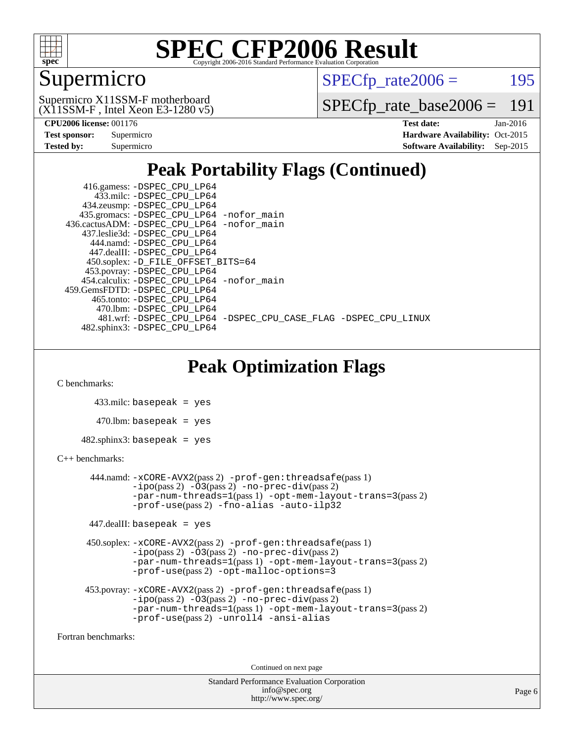# SPEC CFP2006 Result

Copyright 2006-2016 Standard Performance Evaluation Corporation

## Supermicro

Supermicro X11SSM-F motherboard
(X11SSM-F , Intel Xeon E3-1280 v5)

SPECfp_rate2006 = 195

SPECfp_rate_base2006 = 191

**CPU2006 license:** 001176
**Test sponsor:** Supermicro
**Tested by:** Supermicro

**Test date:** Jan-2016
**Hardware Availability:** Oct-2015
**Software Availability:** Sep-2015

## Peak Portability Flags (Continued)

```
     416.gamess: -DSPEC_CPU_LP64
       433.milc: -DSPEC_CPU_LP64
     434.zeusmp: -DSPEC_CPU_LP64
    435.gromacs: -DSPEC_CPU_LP64 -nofor_main
 436.cactusADM: -DSPEC_CPU_LP64 -nofor_main
    437.leslie3d: -DSPEC_CPU_LP64
      444.namd: -DSPEC_CPU_LP64
     447.dealII: -DSPEC_CPU_LP64
    450.soplex: -D_FILE_OFFSET_BITS=64
    453.povray: -DSPEC_CPU_LP64
   454.calculix: -DSPEC_CPU_LP64 -nofor_main
 459.GemsFDTD: -DSPEC_CPU_LP64
      465.tonto: -DSPEC_CPU_LP64
       470.lbm: -DSPEC_CPU_LP64
       481.wrf: -DSPEC_CPU_LP64 -DSPEC_CPU_CASE_FLAG -DSPEC_CPU_LINUX
    482.sphinx3: -DSPEC_CPU_LP64
```

## Peak Optimization Flags

C benchmarks:

```
433.milc: basepeak = yes

470.lbm: basepeak = yes

482.sphinx3: basepeak = yes
```

C++ benchmarks:

```
444.namd: -xCORE-AVX2(pass 2) -prof-gen:threadsafe(pass 1)
          -ipo(pass 2) -O3(pass 2) -no-prec-div(pass 2)
          -par-num-threads=1(pass 1) -opt-mem-layout-trans=3(pass 2)
          -prof-use(pass 2) -fno-alias -auto-ilp32

447.dealII: basepeak = yes

450.soplex: -xCORE-AVX2(pass 2) -prof-gen:threadsafe(pass 1)
            -ipo(pass 2) -O3(pass 2) -no-prec-div(pass 2)
            -par-num-threads=1(pass 1) -opt-mem-layout-trans=3(pass 2)
            -prof-use(pass 2) -opt-malloc-options=3

453.povray: -xCORE-AVX2(pass 2) -prof-gen:threadsafe(pass 1)
            -ipo(pass 2) -O3(pass 2) -no-prec-div(pass 2)
            -par-num-threads=1(pass 1) -opt-mem-layout-trans=3(pass 2)
            -prof-use(pass 2) -unroll4 -ansi-alias
```

Fortran benchmarks:

Continued on next page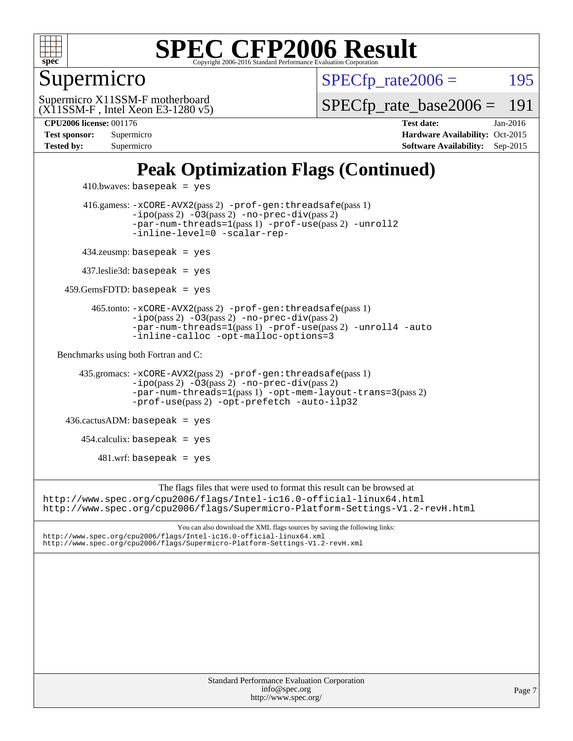# SPEC CFP2006 Result

Copyright 2006-2016 Standard Performance Evaluation Corporation

**Supermicro**

Supermicro X11SSM-F motherboard
(X11SSM-F , Intel Xeon E3-1280 v5)

SPECfp_rate2006 = 195

SPECfp_rate_base2006 = 191

**CPU2006 license:** 001176
**Test sponsor:** Supermicro
**Tested by:** Supermicro

**Test date:** Jan-2016
**Hardware Availability:** Oct-2015
**Software Availability:** Sep-2015

## Peak Optimization Flags (Continued)

410.bwaves: basepeak = yes

416.gamess: -xCORE-AVX2(pass 2) -prof-gen:threadsafe(pass 1) -ipo(pass 2) -O3(pass 2) -no-prec-div(pass 2) -par-num-threads=1(pass 1) -prof-use(pass 2) -unroll2 -inline-level=0 -scalar-rep-

434.zeusmp: basepeak = yes

437.leslie3d: basepeak = yes

459.GemsFDTD: basepeak = yes

465.tonto: -xCORE-AVX2(pass 2) -prof-gen:threadsafe(pass 1) -ipo(pass 2) -O3(pass 2) -no-prec-div(pass 2) -par-num-threads=1(pass 1) -prof-use(pass 2) -unroll4 -auto -inline-calloc -opt-malloc-options=3

Benchmarks using both Fortran and C:

435.gromacs: -xCORE-AVX2(pass 2) -prof-gen:threadsafe(pass 1) -ipo(pass 2) -O3(pass 2) -no-prec-div(pass 2) -par-num-threads=1(pass 1) -opt-mem-layout-trans=3(pass 2) -prof-use(pass 2) -opt-prefetch -auto-ilp32

436.cactusADM: basepeak = yes

454.calculix: basepeak = yes

481.wrf: basepeak = yes

The flags files that were used to format this result can be browsed at
http://www.spec.org/cpu2006/flags/Intel-ic16.0-official-linux64.html
http://www.spec.org/cpu2006/flags/Supermicro-Platform-Settings-V1.2-revH.html

You can also download the XML flags sources by saving the following links:
http://www.spec.org/cpu2006/flags/Intel-ic16.0-official-linux64.xml
http://www.spec.org/cpu2006/flags/Supermicro-Platform-Settings-V1.2-revH.xml

Standard Performance Evaluation Corporation
info@spec.org
http://www.spec.org/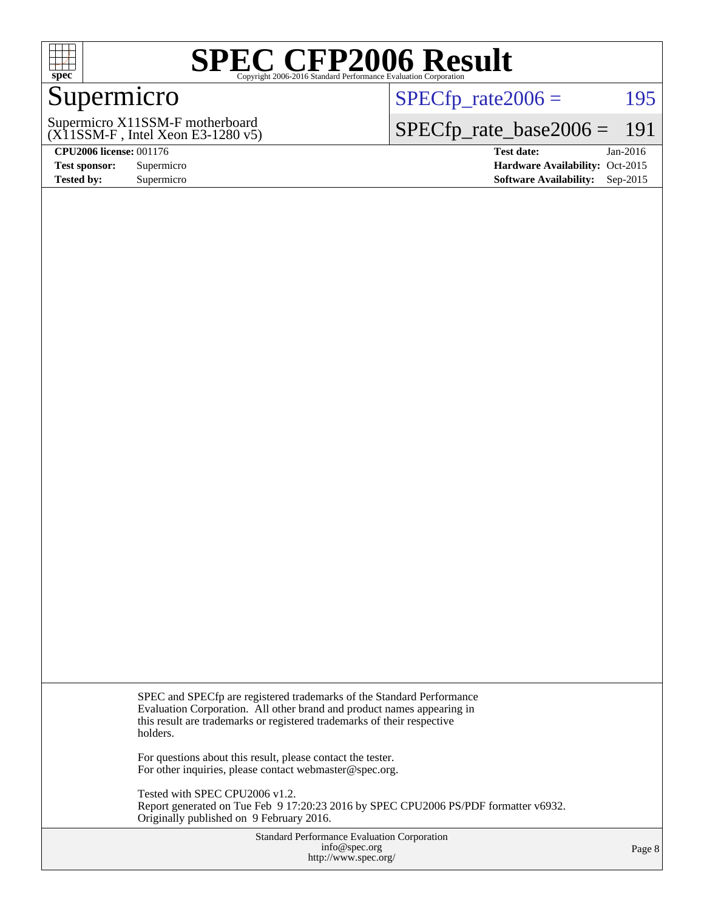SPEC and SPECfp are registered trademarks of the Standard Performance Evaluation Corporation. All other brand and product names appearing in this result are trademarks or registered trademarks of their respective holders.

For questions about this result, please contact the tester.
For other inquiries, please contact webmaster@spec.org.

Tested with SPEC CPU2006 v1.2.
Report generated on Tue Feb 9 17:20:23 2016 by SPEC CPU2006 PS/PDF formatter v6932.
Originally published on 9 February 2016.